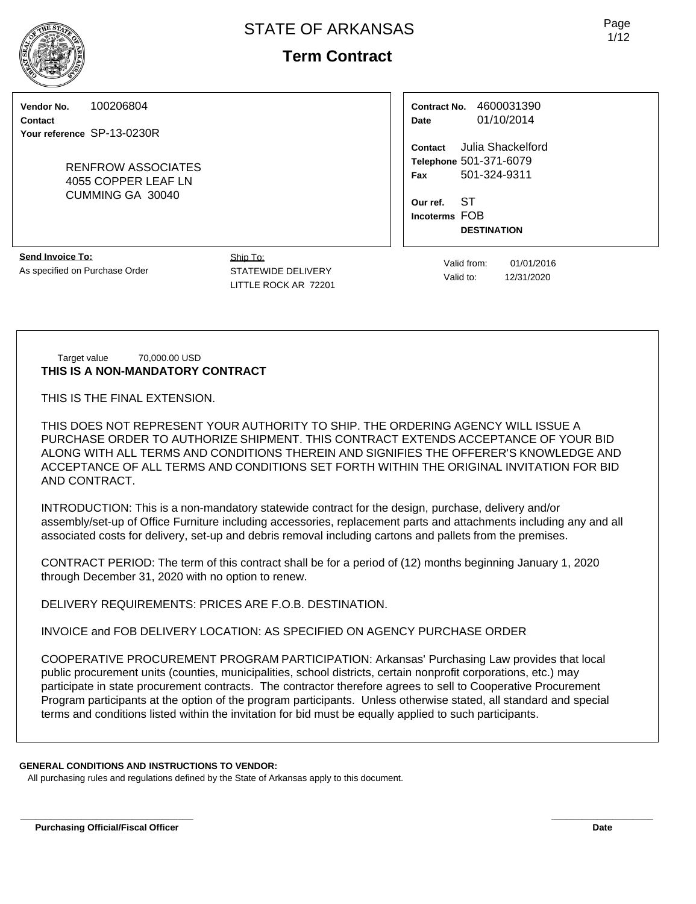# STATE OF ARKANSAS

## Term Contract

**Vendor No.** 100206804
**Contact**
**Your reference** SP-13-0230R

RENFROW ASSOCIATES
4055 COPPER LEAF LN
CUMMING GA 30040

**Contract No.** 4600031390
**Date** 01/10/2014

**Contact** Julia Shackelford
**Telephone** 501-371-6079
**Fax** 501-324-9311

**Our ref.** ST
**Incoterms** FOB
**DESTINATION**

**Send Invoice To:**
As specified on Purchase Order

Ship To:
STATEWIDE DELIVERY
LITTLE ROCK AR 72201

Valid from: 01/01/2016
Valid to: 12/31/2020

Target value 70,000.00 USD

**THIS IS A NON-MANDATORY CONTRACT**

THIS IS THE FINAL EXTENSION.

THIS DOES NOT REPRESENT YOUR AUTHORITY TO SHIP. THE ORDERING AGENCY WILL ISSUE A PURCHASE ORDER TO AUTHORIZE SHIPMENT. THIS CONTRACT EXTENDS ACCEPTANCE OF YOUR BID ALONG WITH ALL TERMS AND CONDITIONS THEREIN AND SIGNIFIES THE OFFERER'S KNOWLEDGE AND ACCEPTANCE OF ALL TERMS AND CONDITIONS SET FORTH WITHIN THE ORIGINAL INVITATION FOR BID AND CONTRACT.

INTRODUCTION: This is a non-mandatory statewide contract for the design, purchase, delivery and/or assembly/set-up of Office Furniture including accessories, replacement parts and attachments including any and all associated costs for delivery, set-up and debris removal including cartons and pallets from the premises.

CONTRACT PERIOD: The term of this contract shall be for a period of (12) months beginning January 1, 2020 through December 31, 2020 with no option to renew.

DELIVERY REQUIREMENTS: PRICES ARE F.O.B. DESTINATION.

INVOICE and FOB DELIVERY LOCATION: AS SPECIFIED ON AGENCY PURCHASE ORDER

COOPERATIVE PROCUREMENT PROGRAM PARTICIPATION: Arkansas' Purchasing Law provides that local public procurement units (counties, municipalities, school districts, certain nonprofit corporations, etc.) may participate in state procurement contracts. The contractor therefore agrees to sell to Cooperative Procurement Program participants at the option of the program participants. Unless otherwise stated, all standard and special terms and conditions listed within the invitation for bid must be equally applied to such participants.

**GENERAL CONDITIONS AND INSTRUCTIONS TO VENDOR:**
All purchasing rules and regulations defined by the State of Arkansas apply to this document.

**Purchasing Official/Fiscal Officer** **Date**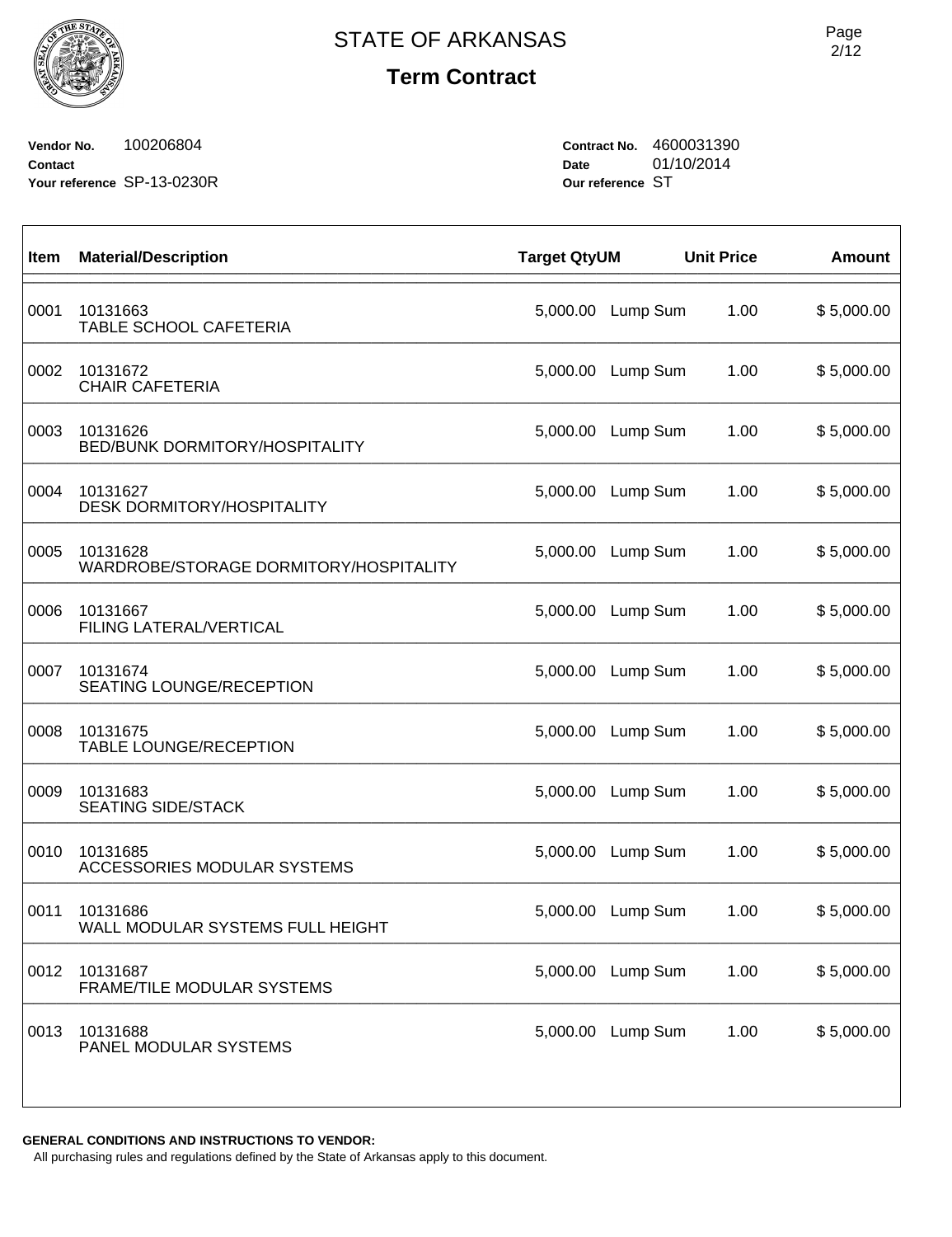# STATE OF ARKANSAS

## Term Contract

**Vendor No.** 100206804
**Contact**
**Your reference** SP-13-0230R

**Contract No.** 4600031390
**Date** 01/10/2014
**Our reference** ST

| Item | Material/Description | Target Qty | UM | Unit Price | Amount |
|---|---|---|---|---|---|
| 0001 | 10131663<br>TABLE SCHOOL CAFETERIA | 5,000.00 | Lump Sum | 1.00 | $ 5,000.00 |
| 0002 | 10131672<br>CHAIR CAFETERIA | 5,000.00 | Lump Sum | 1.00 | $ 5,000.00 |
| 0003 | 10131626<br>BED/BUNK DORMITORY/HOSPITALITY | 5,000.00 | Lump Sum | 1.00 | $ 5,000.00 |
| 0004 | 10131627<br>DESK DORMITORY/HOSPITALITY | 5,000.00 | Lump Sum | 1.00 | $ 5,000.00 |
| 0005 | 10131628<br>WARDROBE/STORAGE DORMITORY/HOSPITALITY | 5,000.00 | Lump Sum | 1.00 | $ 5,000.00 |
| 0006 | 10131667<br>FILING LATERAL/VERTICAL | 5,000.00 | Lump Sum | 1.00 | $ 5,000.00 |
| 0007 | 10131674<br>SEATING LOUNGE/RECEPTION | 5,000.00 | Lump Sum | 1.00 | $ 5,000.00 |
| 0008 | 10131675<br>TABLE LOUNGE/RECEPTION | 5,000.00 | Lump Sum | 1.00 | $ 5,000.00 |
| 0009 | 10131683<br>SEATING SIDE/STACK | 5,000.00 | Lump Sum | 1.00 | $ 5,000.00 |
| 0010 | 10131685<br>ACCESSORIES MODULAR SYSTEMS | 5,000.00 | Lump Sum | 1.00 | $ 5,000.00 |
| 0011 | 10131686<br>WALL MODULAR SYSTEMS FULL HEIGHT | 5,000.00 | Lump Sum | 1.00 | $ 5,000.00 |
| 0012 | 10131687<br>FRAME/TILE MODULAR SYSTEMS | 5,000.00 | Lump Sum | 1.00 | $ 5,000.00 |
| 0013 | 10131688<br>PANEL MODULAR SYSTEMS | 5,000.00 | Lump Sum | 1.00 | $ 5,000.00 |

**GENERAL CONDITIONS AND INSTRUCTIONS TO VENDOR:**
All purchasing rules and regulations defined by the State of Arkansas apply to this document.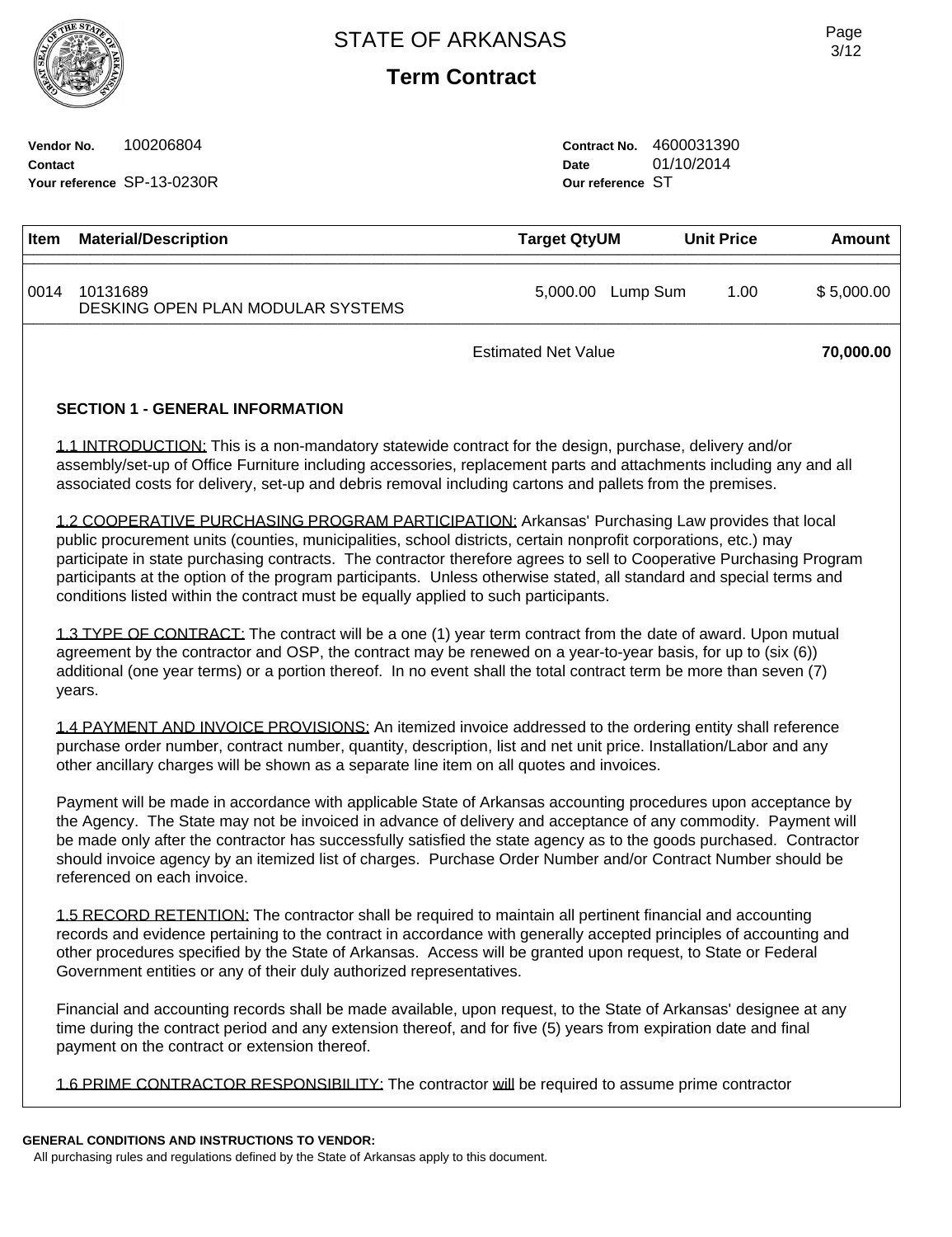# STATE OF ARKANSAS

## Term Contract

**Vendor No.** 100206804
**Contact**
**Your reference** SP-13-0230R

**Contract No.** 4600031390
**Date** 01/10/2014
**Our reference** ST

| Item | Material/Description | Target Qty | UM | Unit Price | Amount |
|---|---|---|---|---|---|
| 0014 | 10131689 DESKING OPEN PLAN MODULAR SYSTEMS | 5,000.00 | Lump Sum | 1.00 | $ 5,000.00 |
| | | Estimated Net Value | | | **70,000.00** |

### SECTION 1 - GENERAL INFORMATION

1.1 INTRODUCTION: This is a non-mandatory statewide contract for the design, purchase, delivery and/or assembly/set-up of Office Furniture including accessories, replacement parts and attachments including any and all associated costs for delivery, set-up and debris removal including cartons and pallets from the premises.

1.2 COOPERATIVE PURCHASING PROGRAM PARTICIPATION: Arkansas' Purchasing Law provides that local public procurement units (counties, municipalities, school districts, certain nonprofit corporations, etc.) may participate in state purchasing contracts. The contractor therefore agrees to sell to Cooperative Purchasing Program participants at the option of the program participants. Unless otherwise stated, all standard and special terms and conditions listed within the contract must be equally applied to such participants.

1.3 TYPE OF CONTRACT: The contract will be a one (1) year term contract from the date of award. Upon mutual agreement by the contractor and OSP, the contract may be renewed on a year-to-year basis, for up to (six (6)) additional (one year terms) or a portion thereof. In no event shall the total contract term be more than seven (7) years.

1.4 PAYMENT AND INVOICE PROVISIONS: An itemized invoice addressed to the ordering entity shall reference purchase order number, contract number, quantity, description, list and net unit price. Installation/Labor and any other ancillary charges will be shown as a separate line item on all quotes and invoices.

Payment will be made in accordance with applicable State of Arkansas accounting procedures upon acceptance by the Agency. The State may not be invoiced in advance of delivery and acceptance of any commodity. Payment will be made only after the contractor has successfully satisfied the state agency as to the goods purchased. Contractor should invoice agency by an itemized list of charges. Purchase Order Number and/or Contract Number should be referenced on each invoice.

1.5 RECORD RETENTION: The contractor shall be required to maintain all pertinent financial and accounting records and evidence pertaining to the contract in accordance with generally accepted principles of accounting and other procedures specified by the State of Arkansas. Access will be granted upon request, to State or Federal Government entities or any of their duly authorized representatives.

Financial and accounting records shall be made available, upon request, to the State of Arkansas' designee at any time during the contract period and any extension thereof, and for five (5) years from expiration date and final payment on the contract or extension thereof.

1.6 PRIME CONTRACTOR RESPONSIBILITY: The contractor will be required to assume prime contractor

**GENERAL CONDITIONS AND INSTRUCTIONS TO VENDOR:**
All purchasing rules and regulations defined by the State of Arkansas apply to this document.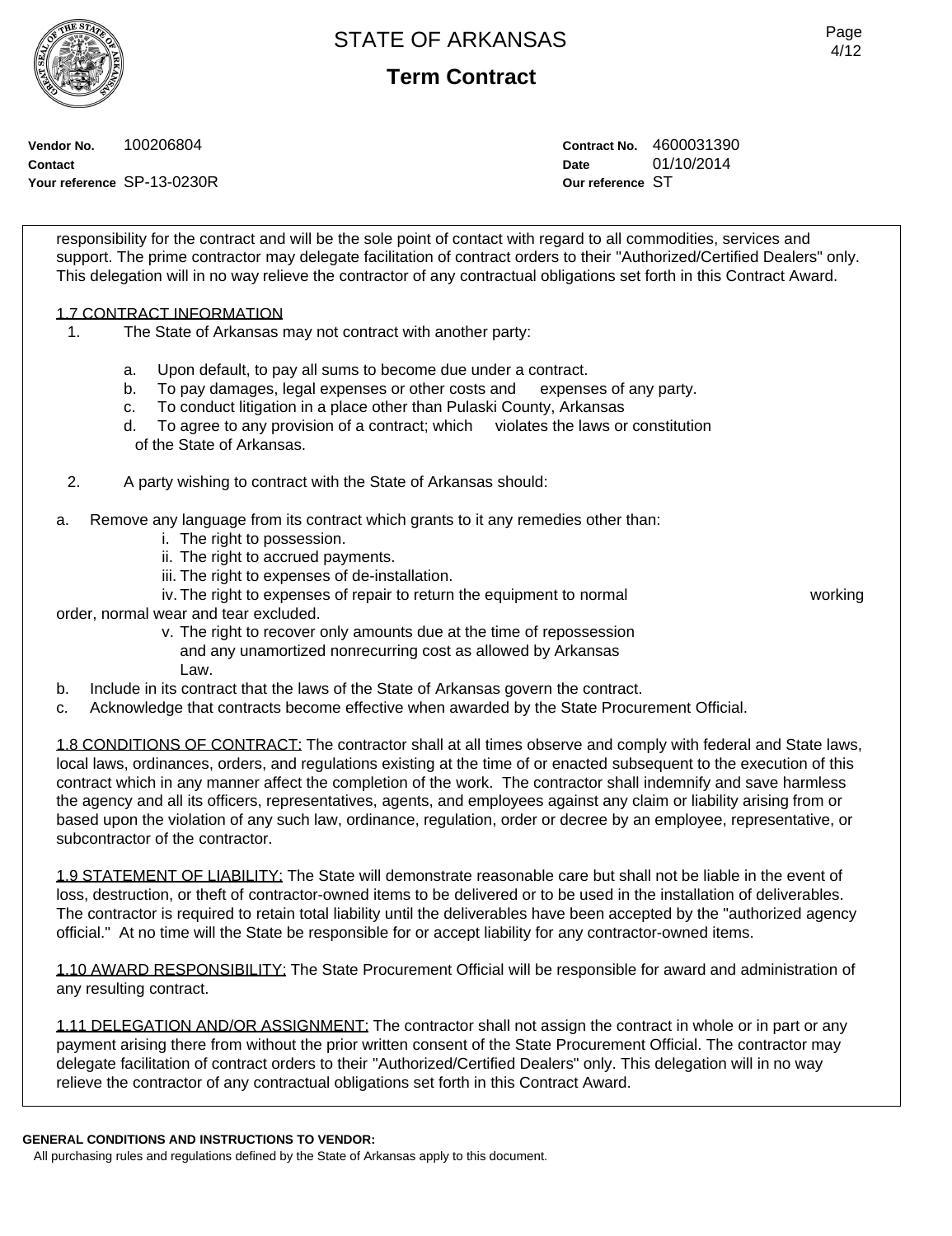**Vendor No.** 100206804
**Contact**
**Your reference** SP-13-0230R

**Contract No.** 4600031390
**Date** 01/10/2014
**Our reference** ST

responsibility for the contract and will be the sole point of contact with regard to all commodities, services and support. The prime contractor may delegate facilitation of contract orders to their "Authorized/Certified Dealers" only. This delegation will in no way relieve the contractor of any contractual obligations set forth in this Contract Award.

1.7 CONTRACT INFORMATION

1. The State of Arkansas may not contract with another party:

   a. Upon default, to pay all sums to become due under a contract.
   b. To pay damages, legal expenses or other costs and expenses of any party.
   c. To conduct litigation in a place other than Pulaski County, Arkansas
   d. To agree to any provision of a contract; which violates the laws or constitution of the State of Arkansas.

2. A party wishing to contract with the State of Arkansas should:

a. Remove any language from its contract which grants to it any remedies other than:
   i. The right to possession.
   ii. The right to accrued payments.
   iii. The right to expenses of de-installation.
   iv. The right to expenses of repair to return the equipment to normal working order, normal wear and tear excluded.
   v. The right to recover only amounts due at the time of repossession and any unamortized nonrecurring cost as allowed by Arkansas Law.
b. Include in its contract that the laws of the State of Arkansas govern the contract.
c. Acknowledge that contracts become effective when awarded by the State Procurement Official.

1.8 CONDITIONS OF CONTRACT: The contractor shall at all times observe and comply with federal and State laws, local laws, ordinances, orders, and regulations existing at the time of or enacted subsequent to the execution of this contract which in any manner affect the completion of the work. The contractor shall indemnify and save harmless the agency and all its officers, representatives, agents, and employees against any claim or liability arising from or based upon the violation of any such law, ordinance, regulation, order or decree by an employee, representative, or subcontractor of the contractor.

1.9 STATEMENT OF LIABILITY: The State will demonstrate reasonable care but shall not be liable in the event of loss, destruction, or theft of contractor-owned items to be delivered or to be used in the installation of deliverables. The contractor is required to retain total liability until the deliverables have been accepted by the "authorized agency official." At no time will the State be responsible for or accept liability for any contractor-owned items.

1.10 AWARD RESPONSIBILITY: The State Procurement Official will be responsible for award and administration of any resulting contract.

1.11 DELEGATION AND/OR ASSIGNMENT: The contractor shall not assign the contract in whole or in part or any payment arising there from without the prior written consent of the State Procurement Official. The contractor may delegate facilitation of contract orders to their "Authorized/Certified Dealers" only. This delegation will in no way relieve the contractor of any contractual obligations set forth in this Contract Award.

**GENERAL CONDITIONS AND INSTRUCTIONS TO VENDOR:**
All purchasing rules and regulations defined by the State of Arkansas apply to this document.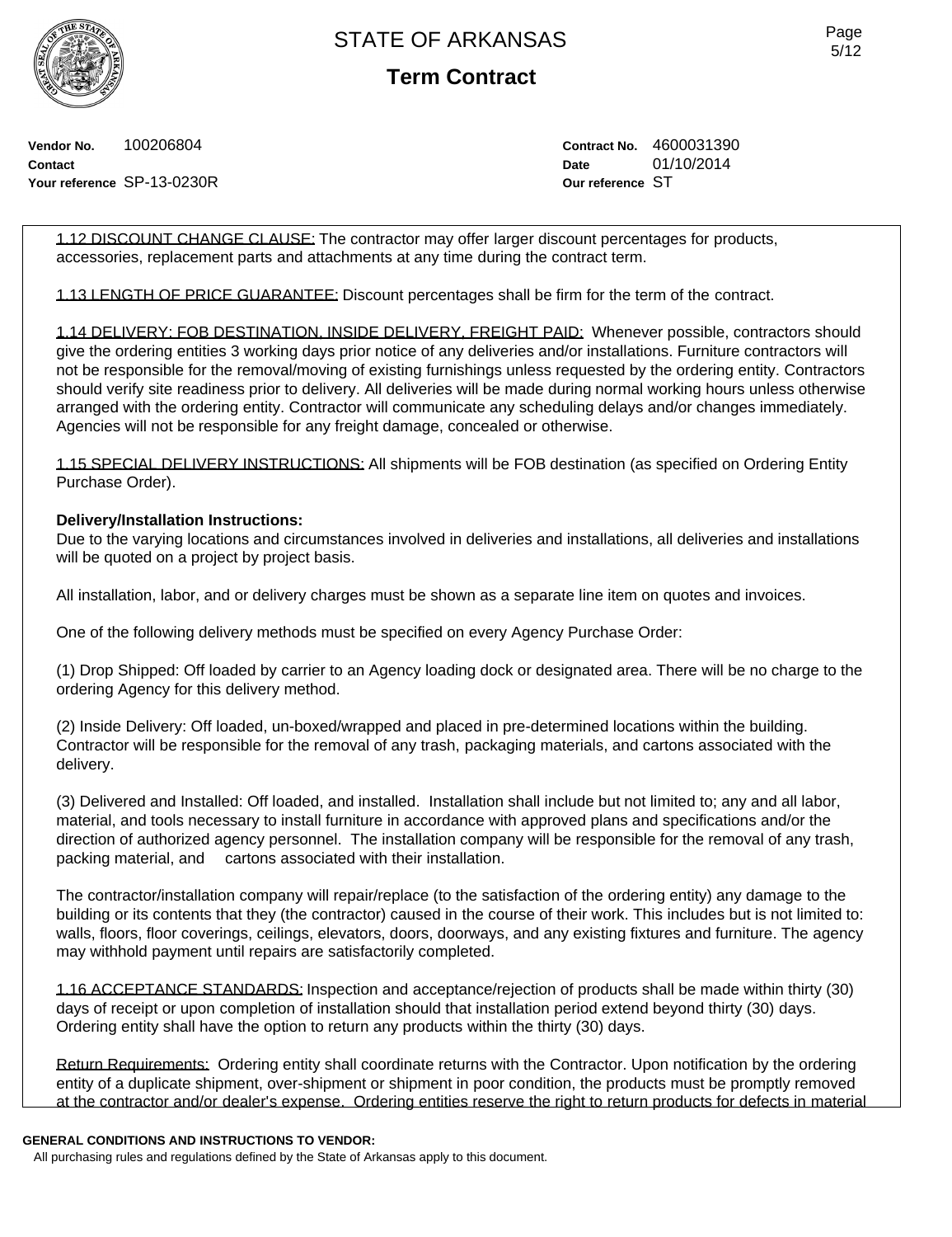**Vendor No.** 100206804
**Contact**
**Your reference** SP-13-0230R

**Contract No.** 4600031390
**Date** 01/10/2014
**Our reference** ST

1.12 DISCOUNT CHANGE CLAUSE: The contractor may offer larger discount percentages for products, accessories, replacement parts and attachments at any time during the contract term.

1.13 LENGTH OF PRICE GUARANTEE: Discount percentages shall be firm for the term of the contract.

1.14 DELIVERY: FOB DESTINATION, INSIDE DELIVERY, FREIGHT PAID: Whenever possible, contractors should give the ordering entities 3 working days prior notice of any deliveries and/or installations. Furniture contractors will not be responsible for the removal/moving of existing furnishings unless requested by the ordering entity. Contractors should verify site readiness prior to delivery. All deliveries will be made during normal working hours unless otherwise arranged with the ordering entity. Contractor will communicate any scheduling delays and/or changes immediately. Agencies will not be responsible for any freight damage, concealed or otherwise.

1.15 SPECIAL DELIVERY INSTRUCTIONS: All shipments will be FOB destination (as specified on Ordering Entity Purchase Order).

**Delivery/Installation Instructions:**
Due to the varying locations and circumstances involved in deliveries and installations, all deliveries and installations will be quoted on a project by project basis.

All installation, labor, and or delivery charges must be shown as a separate line item on quotes and invoices.

One of the following delivery methods must be specified on every Agency Purchase Order:

(1) Drop Shipped: Off loaded by carrier to an Agency loading dock or designated area. There will be no charge to the ordering Agency for this delivery method.

(2) Inside Delivery: Off loaded, un-boxed/wrapped and placed in pre-determined locations within the building. Contractor will be responsible for the removal of any trash, packaging materials, and cartons associated with the delivery.

(3) Delivered and Installed: Off loaded, and installed. Installation shall include but not limited to; any and all labor, material, and tools necessary to install furniture in accordance with approved plans and specifications and/or the direction of authorized agency personnel. The installation company will be responsible for the removal of any trash, packing material, and cartons associated with their installation.

The contractor/installation company will repair/replace (to the satisfaction of the ordering entity) any damage to the building or its contents that they (the contractor) caused in the course of their work. This includes but is not limited to: walls, floors, floor coverings, ceilings, elevators, doors, doorways, and any existing fixtures and furniture. The agency may withhold payment until repairs are satisfactorily completed.

1.16 ACCEPTANCE STANDARDS: Inspection and acceptance/rejection of products shall be made within thirty (30) days of receipt or upon completion of installation should that installation period extend beyond thirty (30) days. Ordering entity shall have the option to return any products within the thirty (30) days.

Return Requirements: Ordering entity shall coordinate returns with the Contractor. Upon notification by the ordering entity of a duplicate shipment, over-shipment or shipment in poor condition, the products must be promptly removed at the contractor and/or dealer's expense. Ordering entities reserve the right to return products for defects in material

**GENERAL CONDITIONS AND INSTRUCTIONS TO VENDOR:**
All purchasing rules and regulations defined by the State of Arkansas apply to this document.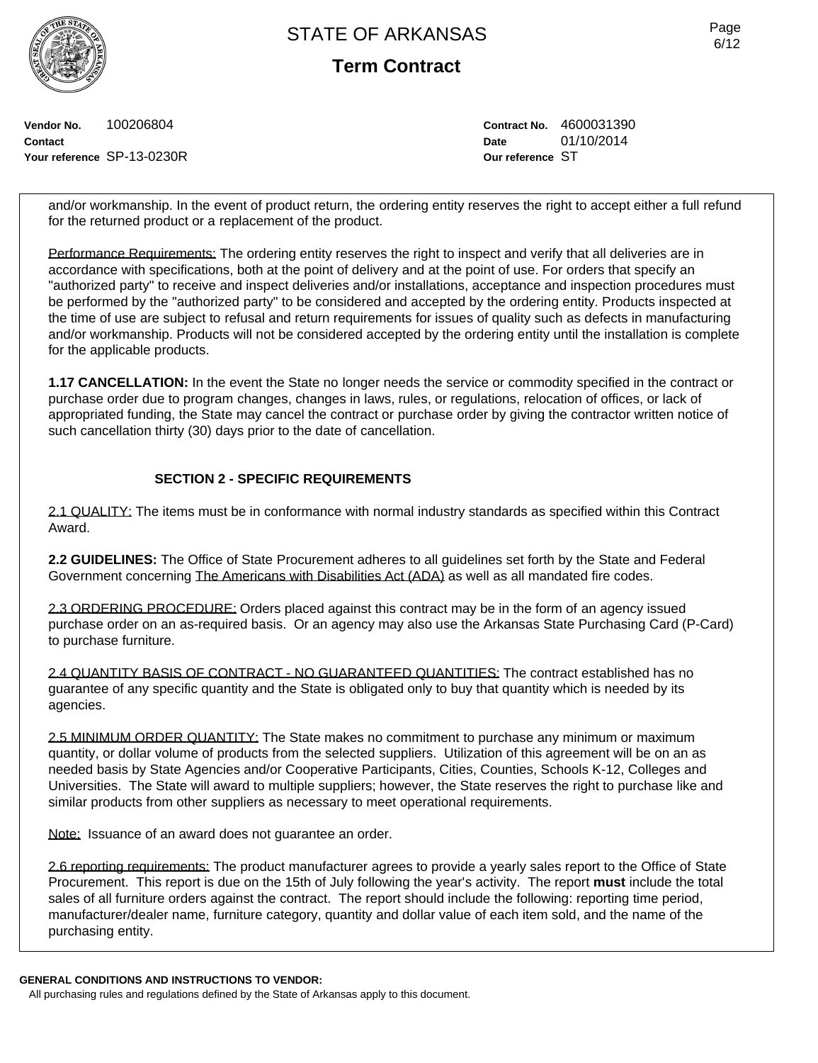| | |
|---|---|
| **Vendor No.** 100206804 | **Contract No.** 4600031390 |
| **Contact** | **Date** 01/10/2014 |
| **Your reference** SP-13-0230R | **Our reference** ST |

and/or workmanship. In the event of product return, the ordering entity reserves the right to accept either a full refund for the returned product or a replacement of the product.

Performance Requirements: The ordering entity reserves the right to inspect and verify that all deliveries are in accordance with specifications, both at the point of delivery and at the point of use. For orders that specify an "authorized party" to receive and inspect deliveries and/or installations, acceptance and inspection procedures must be performed by the "authorized party" to be considered and accepted by the ordering entity. Products inspected at the time of use are subject to refusal and return requirements for issues of quality such as defects in manufacturing and/or workmanship. Products will not be considered accepted by the ordering entity until the installation is complete for the applicable products.

**1.17 CANCELLATION:** In the event the State no longer needs the service or commodity specified in the contract or purchase order due to program changes, changes in laws, rules, or regulations, relocation of offices, or lack of appropriated funding, the State may cancel the contract or purchase order by giving the contractor written notice of such cancellation thirty (30) days prior to the date of cancellation.

## SECTION 2 - SPECIFIC REQUIREMENTS

2.1 QUALITY: The items must be in conformance with normal industry standards as specified within this Contract Award.

**2.2 GUIDELINES:** The Office of State Procurement adheres to all guidelines set forth by the State and Federal Government concerning The Americans with Disabilities Act (ADA) as well as all mandated fire codes.

2.3 ORDERING PROCEDURE: Orders placed against this contract may be in the form of an agency issued purchase order on an as-required basis. Or an agency may also use the Arkansas State Purchasing Card (P-Card) to purchase furniture.

2.4 QUANTITY BASIS OF CONTRACT - NO GUARANTEED QUANTITIES: The contract established has no guarantee of any specific quantity and the State is obligated only to buy that quantity which is needed by its agencies.

2.5 MINIMUM ORDER QUANTITY: The State makes no commitment to purchase any minimum or maximum quantity, or dollar volume of products from the selected suppliers. Utilization of this agreement will be on an as needed basis by State Agencies and/or Cooperative Participants, Cities, Counties, Schools K-12, Colleges and Universities. The State will award to multiple suppliers; however, the State reserves the right to purchase like and similar products from other suppliers as necessary to meet operational requirements.

Note: Issuance of an award does not guarantee an order.

2.6 reporting requirements: The product manufacturer agrees to provide a yearly sales report to the Office of State Procurement. This report is due on the 15th of July following the year's activity. The report **must** include the total sales of all furniture orders against the contract. The report should include the following: reporting time period, manufacturer/dealer name, furniture category, quantity and dollar value of each item sold, and the name of the purchasing entity.

**GENERAL CONDITIONS AND INSTRUCTIONS TO VENDOR:**

All purchasing rules and regulations defined by the State of Arkansas apply to this document.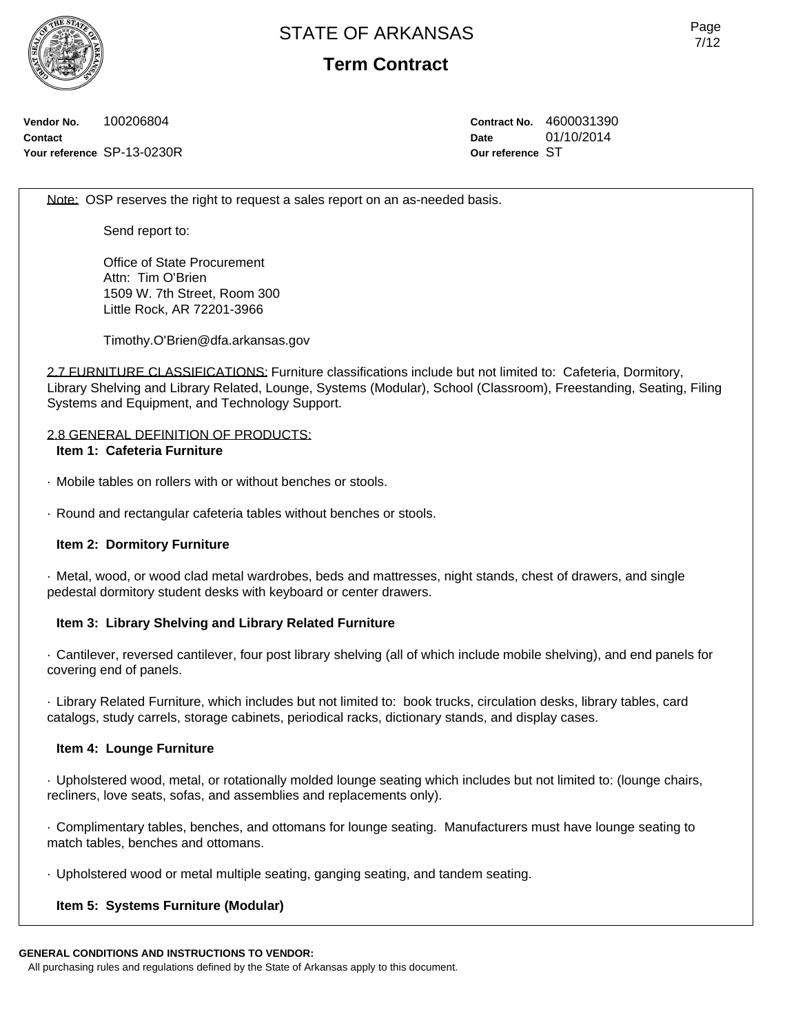Vendor No. 100206804
Contact
Your reference SP-13-0230R

Contract No. 4600031390
Date 01/10/2014
Our reference ST

Note: OSP reserves the right to request a sales report on an as-needed basis.

Send report to:

Office of State Procurement
Attn: Tim O'Brien
1509 W. 7th Street, Room 300
Little Rock, AR 72201-3966

Timothy.O'Brien@dfa.arkansas.gov

2.7 FURNITURE CLASSIFICATIONS: Furniture classifications include but not limited to: Cafeteria, Dormitory, Library Shelving and Library Related, Lounge, Systems (Modular), School (Classroom), Freestanding, Seating, Filing Systems and Equipment, and Technology Support.

2.8 GENERAL DEFINITION OF PRODUCTS:

**Item 1: Cafeteria Furniture**

· Mobile tables on rollers with or without benches or stools.

· Round and rectangular cafeteria tables without benches or stools.

**Item 2: Dormitory Furniture**

· Metal, wood, or wood clad metal wardrobes, beds and mattresses, night stands, chest of drawers, and single pedestal dormitory student desks with keyboard or center drawers.

**Item 3: Library Shelving and Library Related Furniture**

· Cantilever, reversed cantilever, four post library shelving (all of which include mobile shelving), and end panels for covering end of panels.

· Library Related Furniture, which includes but not limited to: book trucks, circulation desks, library tables, card catalogs, study carrels, storage cabinets, periodical racks, dictionary stands, and display cases.

**Item 4: Lounge Furniture**

· Upholstered wood, metal, or rotationally molded lounge seating which includes but not limited to: (lounge chairs, recliners, love seats, sofas, and assemblies and replacements only).

· Complimentary tables, benches, and ottomans for lounge seating. Manufacturers must have lounge seating to match tables, benches and ottomans.

· Upholstered wood or metal multiple seating, ganging seating, and tandem seating.

**Item 5: Systems Furniture (Modular)**

**GENERAL CONDITIONS AND INSTRUCTIONS TO VENDOR:**

All purchasing rules and regulations defined by the State of Arkansas apply to this document.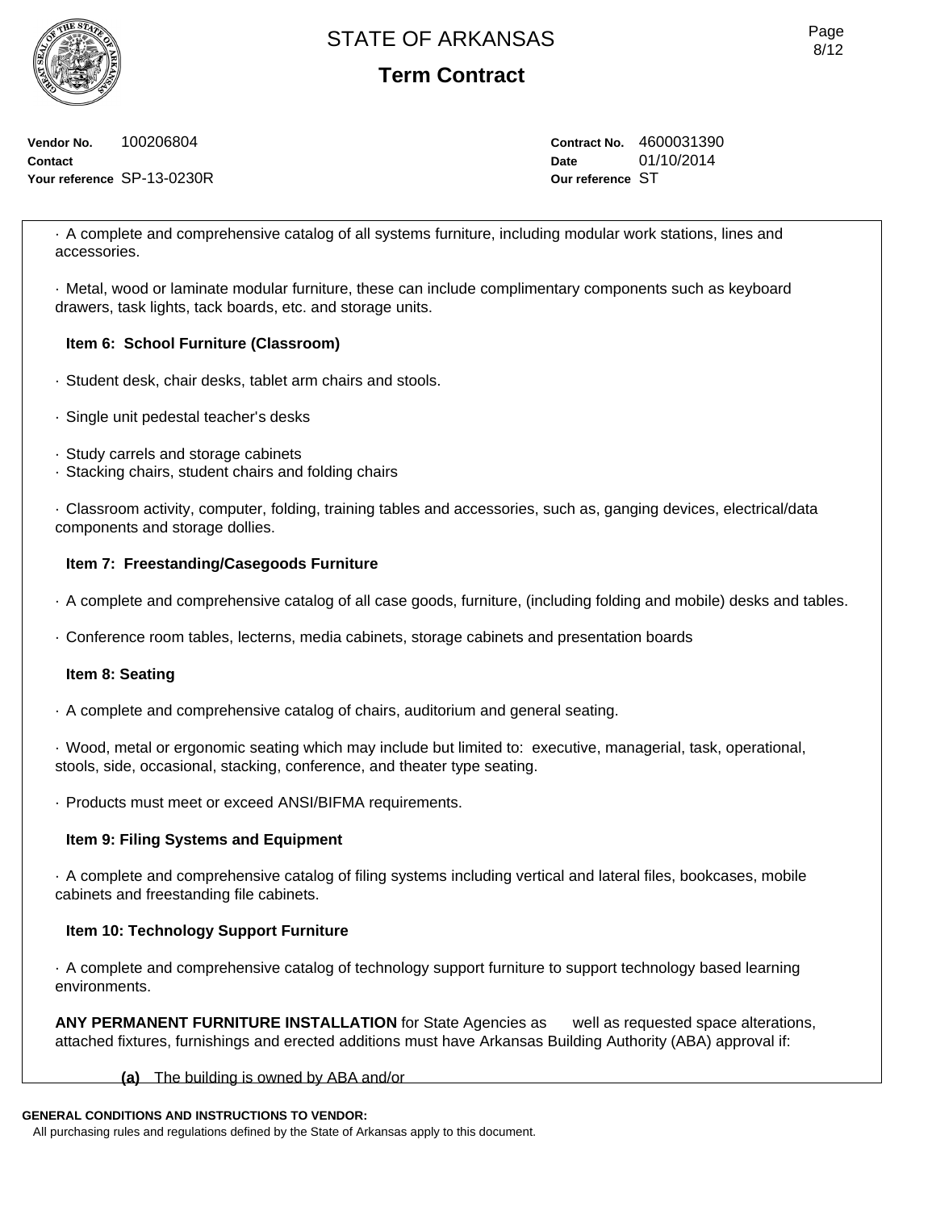Vendor No. 100206804
Contact
Your reference SP-13-0230R

Contract No. 4600031390
Date 01/10/2014
Our reference ST

· A complete and comprehensive catalog of all systems furniture, including modular work stations, lines and accessories.

· Metal, wood or laminate modular furniture, these can include complimentary components such as keyboard drawers, task lights, tack boards, etc. and storage units.

**Item 6: School Furniture (Classroom)**

· Student desk, chair desks, tablet arm chairs and stools.

· Single unit pedestal teacher's desks

· Study carrels and storage cabinets
· Stacking chairs, student chairs and folding chairs

· Classroom activity, computer, folding, training tables and accessories, such as, ganging devices, electrical/data components and storage dollies.

**Item 7: Freestanding/Casegoods Furniture**

· A complete and comprehensive catalog of all case goods, furniture, (including folding and mobile) desks and tables.

· Conference room tables, lecterns, media cabinets, storage cabinets and presentation boards

**Item 8: Seating**

· A complete and comprehensive catalog of chairs, auditorium and general seating.

· Wood, metal or ergonomic seating which may include but limited to: executive, managerial, task, operational, stools, side, occasional, stacking, conference, and theater type seating.

· Products must meet or exceed ANSI/BIFMA requirements.

**Item 9: Filing Systems and Equipment**

· A complete and comprehensive catalog of filing systems including vertical and lateral files, bookcases, mobile cabinets and freestanding file cabinets.

**Item 10: Technology Support Furniture**

· A complete and comprehensive catalog of technology support furniture to support technology based learning environments.

**ANY PERMANENT FURNITURE INSTALLATION** for State Agencies as well as requested space alterations, attached fixtures, furnishings and erected additions must have Arkansas Building Authority (ABA) approval if:

**(a)** The building is owned by ABA and/or

**GENERAL CONDITIONS AND INSTRUCTIONS TO VENDOR:**
All purchasing rules and regulations defined by the State of Arkansas apply to this document.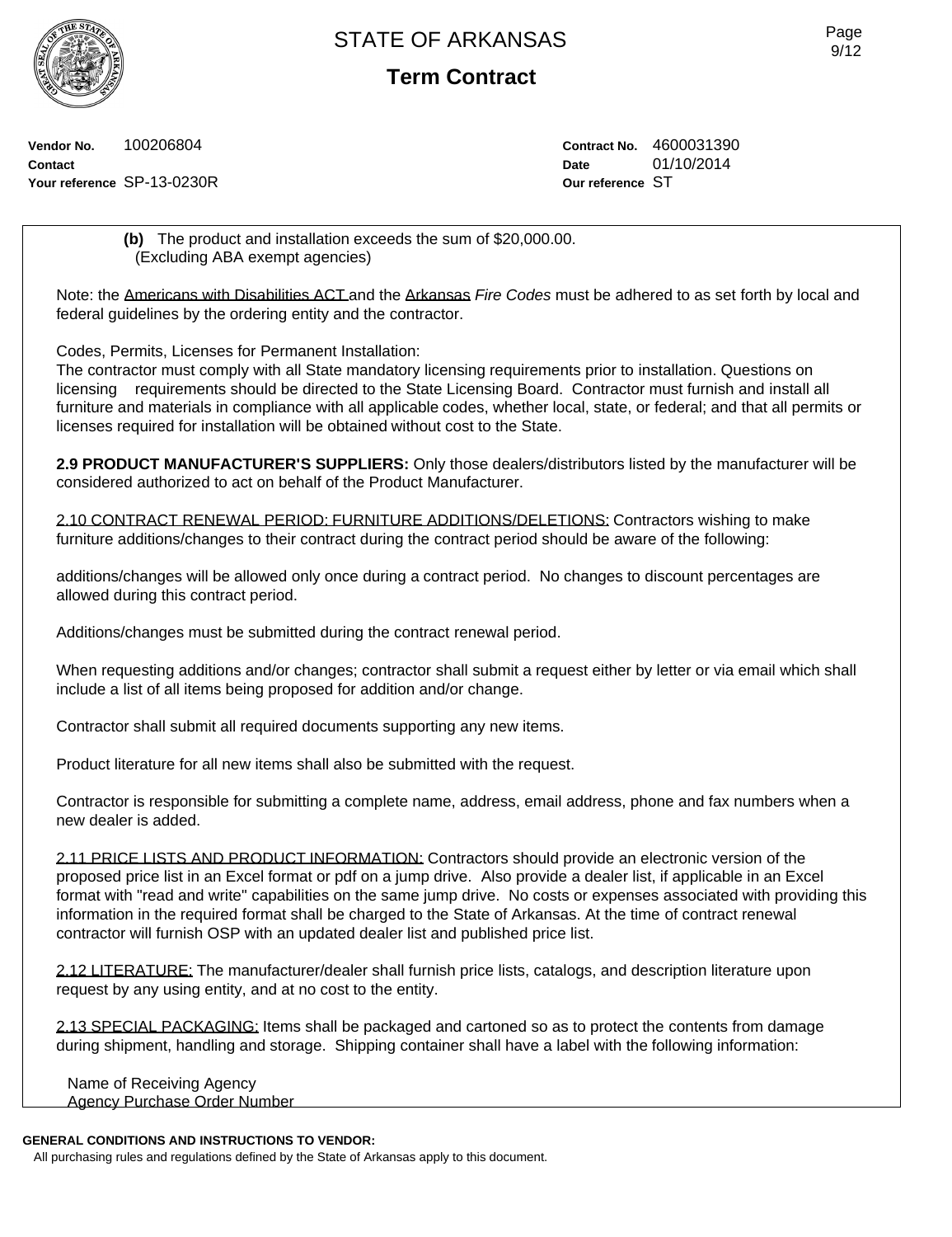**(b)** The product and installation exceeds the sum of $20,000.00. (Excluding ABA exempt agencies)

Note: the Americans with Disabilities ACT and the Arkansas *Fire Codes* must be adhered to as set forth by local and federal guidelines by the ordering entity and the contractor.

Codes, Permits, Licenses for Permanent Installation:
The contractor must comply with all State mandatory licensing requirements prior to installation. Questions on licensing requirements should be directed to the State Licensing Board. Contractor must furnish and install all furniture and materials in compliance with all applicable codes, whether local, state, or federal; and that all permits or licenses required for installation will be obtained without cost to the State.

**2.9 PRODUCT MANUFACTURER'S SUPPLIERS:** Only those dealers/distributors listed by the manufacturer will be considered authorized to act on behalf of the Product Manufacturer.

2.10 CONTRACT RENEWAL PERIOD: FURNITURE ADDITIONS/DELETIONS: Contractors wishing to make furniture additions/changes to their contract during the contract period should be aware of the following:

additions/changes will be allowed only once during a contract period. No changes to discount percentages are allowed during this contract period.

Additions/changes must be submitted during the contract renewal period.

When requesting additions and/or changes; contractor shall submit a request either by letter or via email which shall include a list of all items being proposed for addition and/or change.

Contractor shall submit all required documents supporting any new items.

Product literature for all new items shall also be submitted with the request.

Contractor is responsible for submitting a complete name, address, email address, phone and fax numbers when a new dealer is added.

2.11 PRICE LISTS AND PRODUCT INFORMATION: Contractors should provide an electronic version of the proposed price list in an Excel format or pdf on a jump drive. Also provide a dealer list, if applicable in an Excel format with "read and write" capabilities on the same jump drive. No costs or expenses associated with providing this information in the required format shall be charged to the State of Arkansas. At the time of contract renewal contractor will furnish OSP with an updated dealer list and published price list.

2.12 LITERATURE: The manufacturer/dealer shall furnish price lists, catalogs, and description literature upon request by any using entity, and at no cost to the entity.

2.13 SPECIAL PACKAGING: Items shall be packaged and cartoned so as to protect the contents from damage during shipment, handling and storage. Shipping container shall have a label with the following information:

Name of Receiving Agency
Agency Purchase Order Number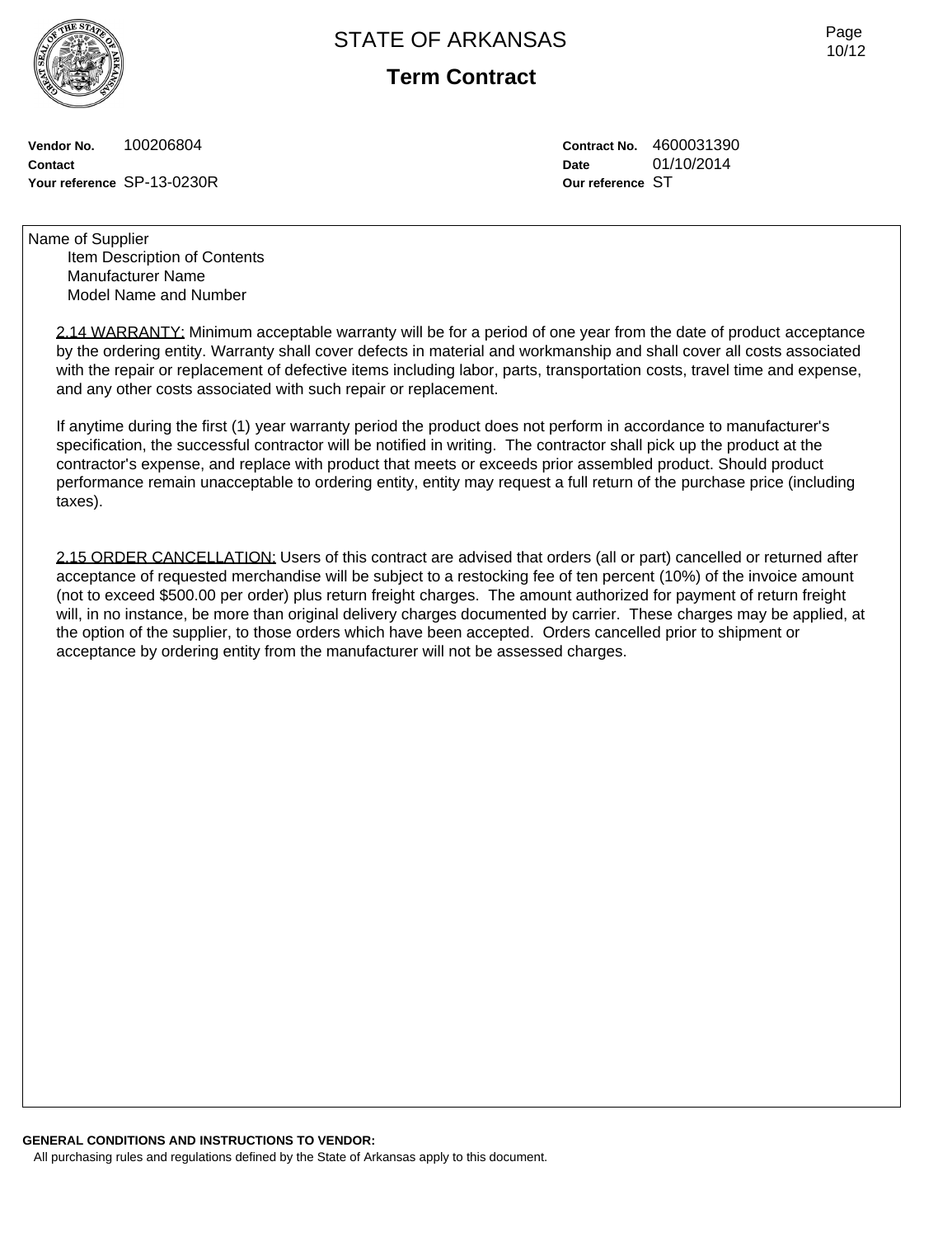**Vendor No.** 100206804
**Contact**
**Your reference** SP-13-0230R

**Contract No.** 4600031390
**Date** 01/10/2014
**Our reference** ST

Name of Supplier
  Item Description of Contents
  Manufacturer Name
  Model Name and Number

2.14 WARRANTY: Minimum acceptable warranty will be for a period of one year from the date of product acceptance by the ordering entity. Warranty shall cover defects in material and workmanship and shall cover all costs associated with the repair or replacement of defective items including labor, parts, transportation costs, travel time and expense, and any other costs associated with such repair or replacement.

If anytime during the first (1) year warranty period the product does not perform in accordance to manufacturer's specification, the successful contractor will be notified in writing. The contractor shall pick up the product at the contractor's expense, and replace with product that meets or exceeds prior assembled product. Should product performance remain unacceptable to ordering entity, entity may request a full return of the purchase price (including taxes).

2.15 ORDER CANCELLATION: Users of this contract are advised that orders (all or part) cancelled or returned after acceptance of requested merchandise will be subject to a restocking fee of ten percent (10%) of the invoice amount (not to exceed $500.00 per order) plus return freight charges. The amount authorized for payment of return freight will, in no instance, be more than original delivery charges documented by carrier. These charges may be applied, at the option of the supplier, to those orders which have been accepted. Orders cancelled prior to shipment or acceptance by ordering entity from the manufacturer will not be assessed charges.

**GENERAL CONDITIONS AND INSTRUCTIONS TO VENDOR:**
All purchasing rules and regulations defined by the State of Arkansas apply to this document.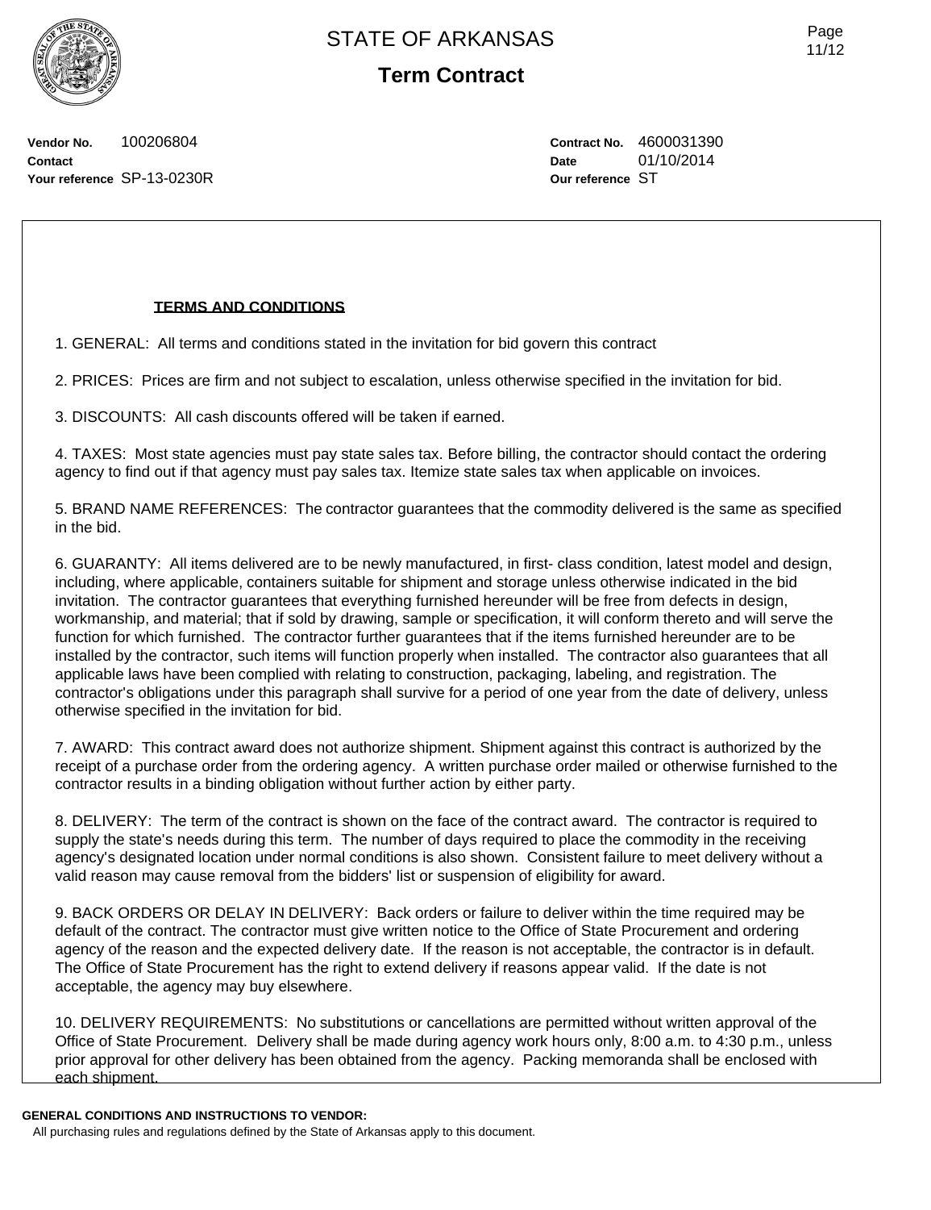# STATE OF ARKANSAS

## Term Contract

**Vendor No.** 100206804
**Contact**
**Your reference** SP-13-0230R

**Contract No.** 4600031390
**Date** 01/10/2014
**Our reference** ST

**TERMS AND CONDITIONS**

1. GENERAL: All terms and conditions stated in the invitation for bid govern this contract

2. PRICES: Prices are firm and not subject to escalation, unless otherwise specified in the invitation for bid.

3. DISCOUNTS: All cash discounts offered will be taken if earned.

4. TAXES: Most state agencies must pay state sales tax. Before billing, the contractor should contact the ordering agency to find out if that agency must pay sales tax. Itemize state sales tax when applicable on invoices.

5. BRAND NAME REFERENCES: The contractor guarantees that the commodity delivered is the same as specified in the bid.

6. GUARANTY: All items delivered are to be newly manufactured, in first- class condition, latest model and design, including, where applicable, containers suitable for shipment and storage unless otherwise indicated in the bid invitation. The contractor guarantees that everything furnished hereunder will be free from defects in design, workmanship, and material; that if sold by drawing, sample or specification, it will conform thereto and will serve the function for which furnished. The contractor further guarantees that if the items furnished hereunder are to be installed by the contractor, such items will function properly when installed. The contractor also guarantees that all applicable laws have been complied with relating to construction, packaging, labeling, and registration. The contractor's obligations under this paragraph shall survive for a period of one year from the date of delivery, unless otherwise specified in the invitation for bid.

7. AWARD: This contract award does not authorize shipment. Shipment against this contract is authorized by the receipt of a purchase order from the ordering agency. A written purchase order mailed or otherwise furnished to the contractor results in a binding obligation without further action by either party.

8. DELIVERY: The term of the contract is shown on the face of the contract award. The contractor is required to supply the state's needs during this term. The number of days required to place the commodity in the receiving agency's designated location under normal conditions is also shown. Consistent failure to meet delivery without a valid reason may cause removal from the bidders' list or suspension of eligibility for award.

9. BACK ORDERS OR DELAY IN DELIVERY: Back orders or failure to deliver within the time required may be default of the contract. The contractor must give written notice to the Office of State Procurement and ordering agency of the reason and the expected delivery date. If the reason is not acceptable, the contractor is in default. The Office of State Procurement has the right to extend delivery if reasons appear valid. If the date is not acceptable, the agency may buy elsewhere.

10. DELIVERY REQUIREMENTS: No substitutions or cancellations are permitted without written approval of the Office of State Procurement. Delivery shall be made during agency work hours only, 8:00 a.m. to 4:30 p.m., unless prior approval for other delivery has been obtained from the agency. Packing memoranda shall be enclosed with each shipment.

**GENERAL CONDITIONS AND INSTRUCTIONS TO VENDOR:**
All purchasing rules and regulations defined by the State of Arkansas apply to this document.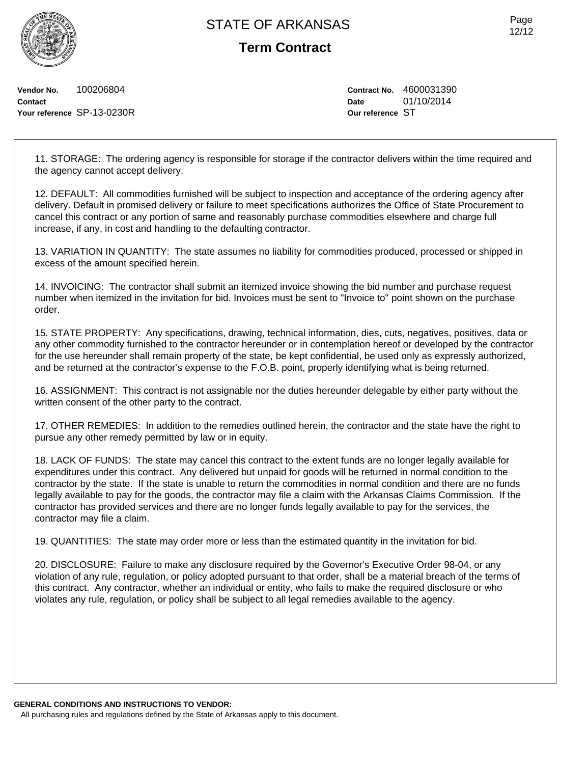**Vendor No.** 100206804
**Contact**
**Your reference** SP-13-0230R

**Contract No.** 4600031390
**Date** 01/10/2014
**Our reference** ST

11. STORAGE: The ordering agency is responsible for storage if the contractor delivers within the time required and the agency cannot accept delivery.

12. DEFAULT: All commodities furnished will be subject to inspection and acceptance of the ordering agency after delivery. Default in promised delivery or failure to meet specifications authorizes the Office of State Procurement to cancel this contract or any portion of same and reasonably purchase commodities elsewhere and charge full increase, if any, in cost and handling to the defaulting contractor.

13. VARIATION IN QUANTITY: The state assumes no liability for commodities produced, processed or shipped in excess of the amount specified herein.

14. INVOICING: The contractor shall submit an itemized invoice showing the bid number and purchase request number when itemized in the invitation for bid. Invoices must be sent to "Invoice to" point shown on the purchase order.

15. STATE PROPERTY: Any specifications, drawing, technical information, dies, cuts, negatives, positives, data or any other commodity furnished to the contractor hereunder or in contemplation hereof or developed by the contractor for the use hereunder shall remain property of the state, be kept confidential, be used only as expressly authorized, and be returned at the contractor's expense to the F.O.B. point, properly identifying what is being returned.

16. ASSIGNMENT: This contract is not assignable nor the duties hereunder delegable by either party without the written consent of the other party to the contract.

17. OTHER REMEDIES: In addition to the remedies outlined herein, the contractor and the state have the right to pursue any other remedy permitted by law or in equity.

18. LACK OF FUNDS: The state may cancel this contract to the extent funds are no longer legally available for expenditures under this contract. Any delivered but unpaid for goods will be returned in normal condition to the contractor by the state. If the state is unable to return the commodities in normal condition and there are no funds legally available to pay for the goods, the contractor may file a claim with the Arkansas Claims Commission. If the contractor has provided services and there are no longer funds legally available to pay for the services, the contractor may file a claim.

19. QUANTITIES: The state may order more or less than the estimated quantity in the invitation for bid.

20. DISCLOSURE: Failure to make any disclosure required by the Governor's Executive Order 98-04, or any violation of any rule, regulation, or policy adopted pursuant to that order, shall be a material breach of the terms of this contract. Any contractor, whether an individual or entity, who fails to make the required disclosure or who violates any rule, regulation, or policy shall be subject to all legal remedies available to the agency.

**GENERAL CONDITIONS AND INSTRUCTIONS TO VENDOR:**
All purchasing rules and regulations defined by the State of Arkansas apply to this document.